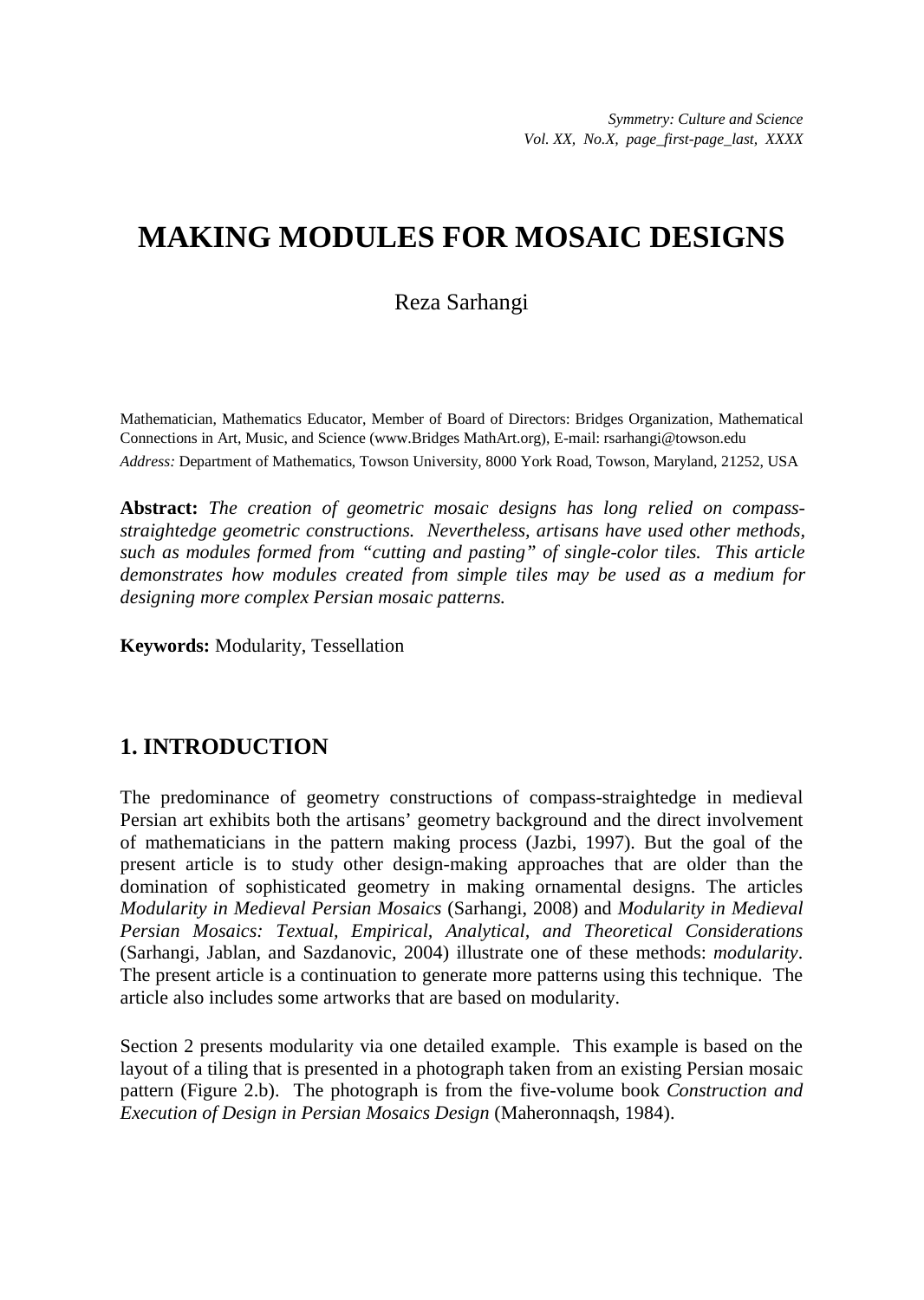# MAKING MODULES FOR MOSAIC DESIGNS

Reza Sarhangi

Mathematician, Mathematics Educator, Member of Board of Directors: Bridges Organization, Mathematical Connections in Art, Music, and Science (www.Bridges MathArt.org), E-mail: rsarhangi@towson.edu

*Address:* Department of Mathematics, Towson University, 8000 York Road, Towson, Maryland, 21252, USA

**Abstract:** *The creation of geometric mosaic designs has long relied on compass-straightedge geometric constructions. Nevertheless, artisans have used other methods, such as modules formed from "cutting and pasting" of single-color tiles. This article demonstrates how modules created from simple tiles may be used as a medium for designing more complex Persian mosaic patterns.*

**Keywords:** Modularity, Tessellation

## 1. INTRODUCTION

The predominance of geometry constructions of compass-straightedge in medieval Persian art exhibits both the artisans' geometry background and the direct involvement of mathematicians in the pattern making process (Jazbi, 1997). But the goal of the present article is to study other design-making approaches that are older than the domination of sophisticated geometry in making ornamental designs. The articles *Modularity in Medieval Persian Mosaics* (Sarhangi, 2008) and *Modularity in Medieval Persian Mosaics: Textual, Empirical, Analytical, and Theoretical Considerations* (Sarhangi, Jablan, and Sazdanovic, 2004) illustrate one of these methods: *modularity*. The present article is a continuation to generate more patterns using this technique. The article also includes some artworks that are based on modularity.

Section 2 presents modularity via one detailed example. This example is based on the layout of a tiling that is presented in a photograph taken from an existing Persian mosaic pattern (Figure 2.b). The photograph is from the five-volume book *Construction and Execution of Design in Persian Mosaics Design* (Maheronnaqsh, 1984).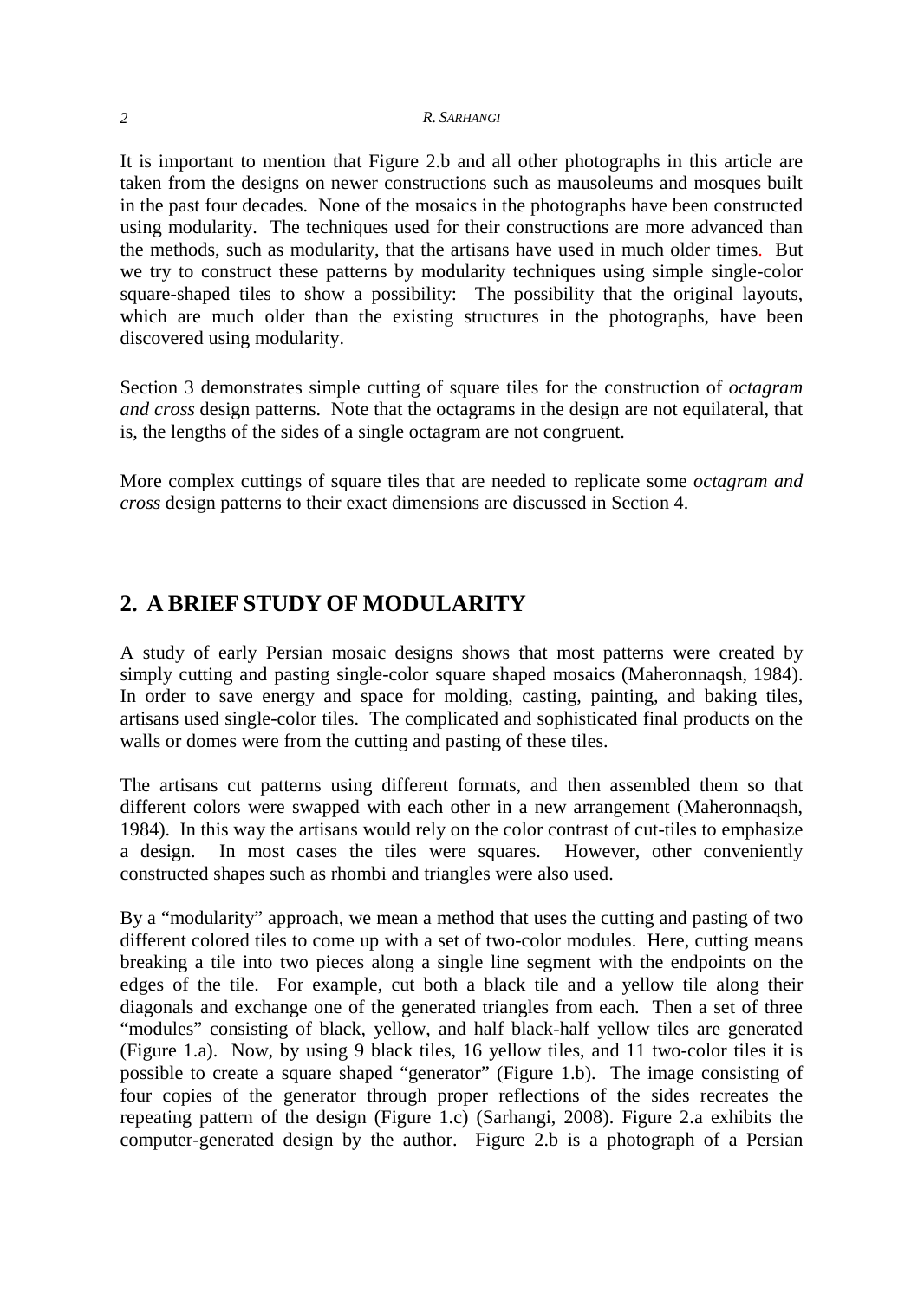It is important to mention that Figure 2.b and all other photographs in this article are taken from the designs on newer constructions such as mausoleums and mosques built in the past four decades. None of the mosaics in the photographs have been constructed using modularity. The techniques used for their constructions are more advanced than the methods, such as modularity, that the artisans have used in much older times. But we try to construct these patterns by modularity techniques using simple single-color square-shaped tiles to show a possibility: The possibility that the original layouts, which are much older than the existing structures in the photographs, have been discovered using modularity.

Section 3 demonstrates simple cutting of square tiles for the construction of *octagram and cross* design patterns. Note that the octagrams in the design are not equilateral, that is, the lengths of the sides of a single octagram are not congruent.

More complex cuttings of square tiles that are needed to replicate some *octagram and cross* design patterns to their exact dimensions are discussed in Section 4.

## 2. A BRIEF STUDY OF MODULARITY

A study of early Persian mosaic designs shows that most patterns were created by simply cutting and pasting single-color square shaped mosaics (Maheronnaqsh, 1984). In order to save energy and space for molding, casting, painting, and baking tiles, artisans used single-color tiles. The complicated and sophisticated final products on the walls or domes were from the cutting and pasting of these tiles.

The artisans cut patterns using different formats, and then assembled them so that different colors were swapped with each other in a new arrangement (Maheronnaqsh, 1984). In this way the artisans would rely on the color contrast of cut-tiles to emphasize a design. In most cases the tiles were squares. However, other conveniently constructed shapes such as rhombi and triangles were also used.

By a "modularity" approach, we mean a method that uses the cutting and pasting of two different colored tiles to come up with a set of two-color modules. Here, cutting means breaking a tile into two pieces along a single line segment with the endpoints on the edges of the tile. For example, cut both a black tile and a yellow tile along their diagonals and exchange one of the generated triangles from each. Then a set of three "modules" consisting of black, yellow, and half black-half yellow tiles are generated (Figure 1.a). Now, by using 9 black tiles, 16 yellow tiles, and 11 two-color tiles it is possible to create a square shaped "generator" (Figure 1.b). The image consisting of four copies of the generator through proper reflections of the sides recreates the repeating pattern of the design (Figure 1.c) (Sarhangi, 2008). Figure 2.a exhibits the computer-generated design by the author. Figure 2.b is a photograph of a Persian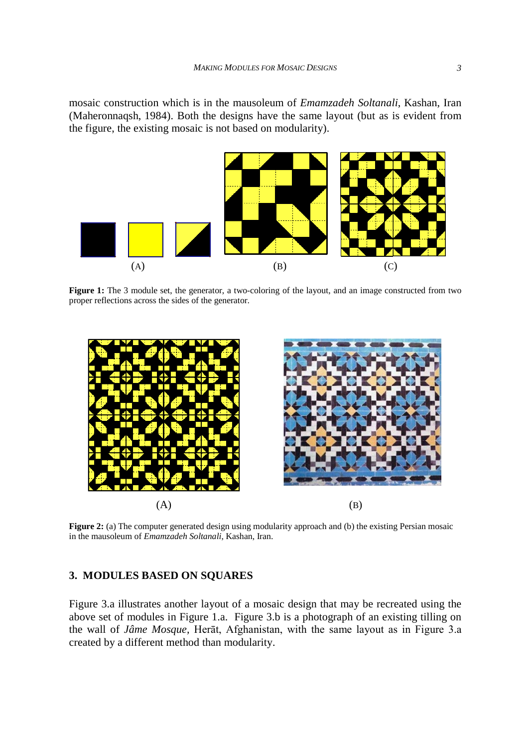mosaic construction which is in the mausoleum of *Emamzadeh Soltanali*, Kashan, Iran (Maheronnaqsh, 1984). Both the designs have the same layout (but as is evident from the figure, the existing mosaic is not based on modularity).

(A) (B) (C)

**Figure 1:** The 3 module set, the generator, a two-coloring of the layout, and an image constructed from two proper reflections across the sides of the generator.

(A) (B)

**Figure 2:** (a) The computer generated design using modularity approach and (b) the existing Persian mosaic in the mausoleum of *Emamzadeh Soltanali*, Kashan, Iran.

## 3. MODULES BASED ON SQUARES

Figure 3.a illustrates another layout of a mosaic design that may be recreated using the above set of modules in Figure 1.a. Figure 3.b is a photograph of an existing tilling on the wall of *Jâme Mosque*, Herāt, Afghanistan, with the same layout as in Figure 3.a created by a different method than modularity.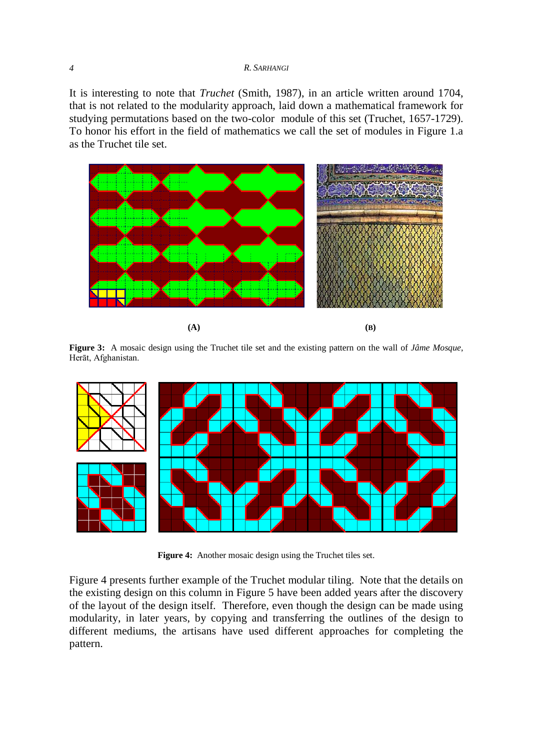It is interesting to note that *Truchet* (Smith, 1987), in an article written around 1704, that is not related to the modularity approach, laid down a mathematical framework for studying permutations based on the two-color module of this set (Truchet, 1657-1729). To honor his effort in the field of mathematics we call the set of modules in Figure 1.a as the Truchet tile set.

**(A)** **(B)**

**Figure 3:** A mosaic design using the Truchet tile set and the existing pattern on the wall of *Jâme Mosque*, Herāt, Afghanistan.

**Figure 4:** Another mosaic design using the Truchet tiles set.

Figure 4 presents further example of the Truchet modular tiling. Note that the details on the existing design on this column in Figure 5 have been added years after the discovery of the layout of the design itself. Therefore, even though the design can be made using modularity, in later years, by copying and transferring the outlines of the design to different mediums, the artisans have used different approaches for completing the pattern.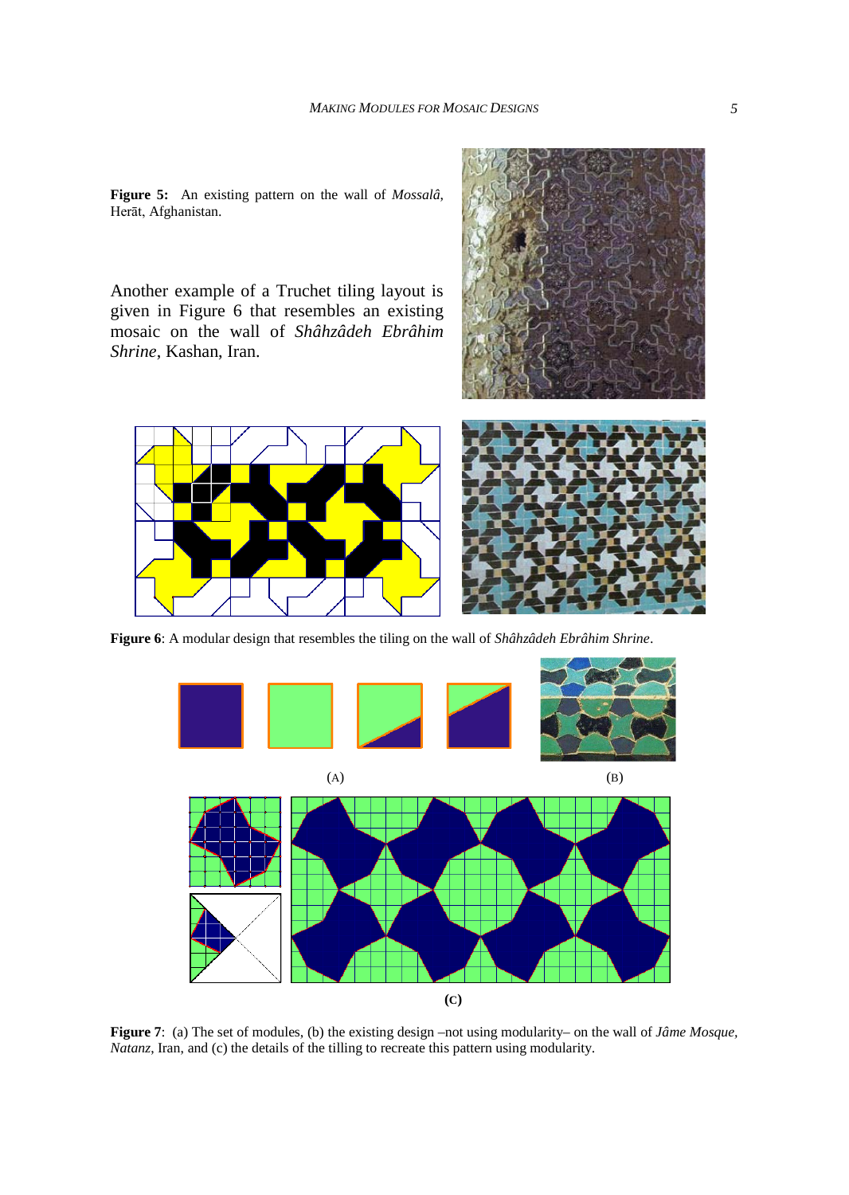**Figure 5:** An existing pattern on the wall of *Mossalâ*, Herāt, Afghanistan.

Another example of a Truchet tiling layout is given in Figure 6 that resembles an existing mosaic on the wall of *Shâhzâdeh Ebrâhim Shrine*, Kashan, Iran.

**Figure 6**: A modular design that resembles the tiling on the wall of *Shâhzâdeh Ebrâhim Shrine*.

(A)

(B)

**(C)**

**Figure 7**: (a) The set of modules, (b) the existing design –not using modularity– on the wall of *Jâme Mosque, Natanz*, Iran, and (c) the details of the tilling to recreate this pattern using modularity.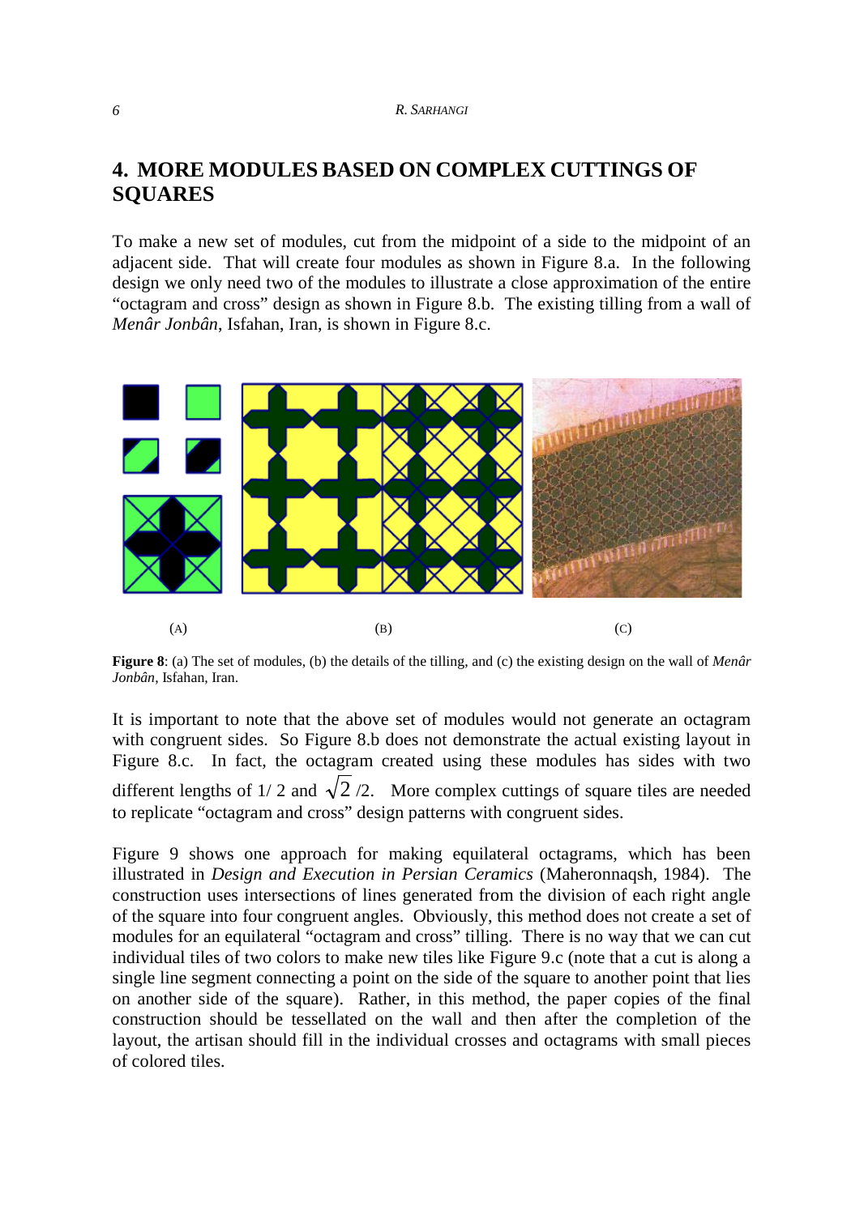## 4. MORE MODULES BASED ON COMPLEX CUTTINGS OF SQUARES

To make a new set of modules, cut from the midpoint of a side to the midpoint of an adjacent side. That will create four modules as shown in Figure 8.a. In the following design we only need two of the modules to illustrate a close approximation of the entire "octagram and cross" design as shown in Figure 8.b. The existing tilling from a wall of *Menâr Jonbân*, Isfahan, Iran, is shown in Figure 8.c.

(A) (B) (C)

**Figure 8**: (a) The set of modules, (b) the details of the tilling, and (c) the existing design on the wall of *Menâr Jonbân*, Isfahan, Iran.

It is important to note that the above set of modules would not generate an octagram with congruent sides. So Figure 8.b does not demonstrate the actual existing layout in Figure 8.c. In fact, the octagram created using these modules has sides with two different lengths of $1/2$ and $\sqrt{2}/2$. More complex cuttings of square tiles are needed to replicate "octagram and cross" design patterns with congruent sides.

Figure 9 shows one approach for making equilateral octagrams, which has been illustrated in *Design and Execution in Persian Ceramics* (Maheronnaqsh, 1984). The construction uses intersections of lines generated from the division of each right angle of the square into four congruent angles. Obviously, this method does not create a set of modules for an equilateral "octagram and cross" tilling. There is no way that we can cut individual tiles of two colors to make new tiles like Figure 9.c (note that a cut is along a single line segment connecting a point on the side of the square to another point that lies on another side of the square). Rather, in this method, the paper copies of the final construction should be tessellated on the wall and then after the completion of the layout, the artisan should fill in the individual crosses and octagrams with small pieces of colored tiles.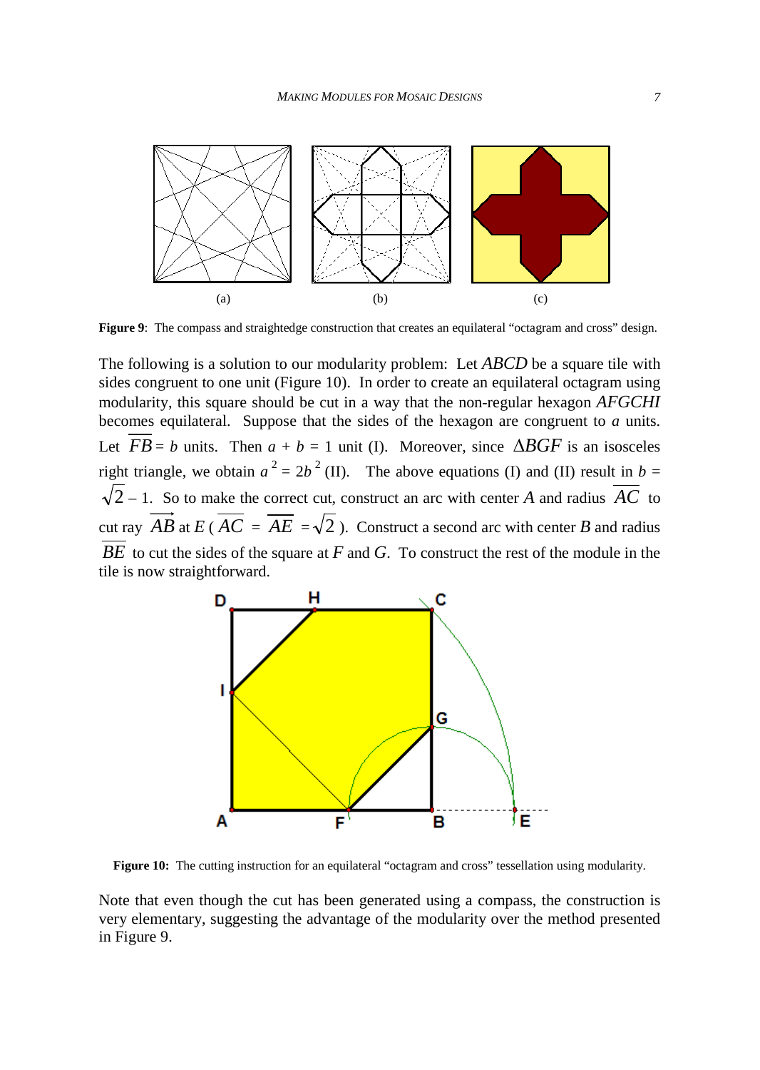(a) (b) (c)

**Figure 9**: The compass and straightedge construction that creates an equilateral "octagram and cross" design.

The following is a solution to our modularity problem: Let $ABCD$ be a square tile with sides congruent to one unit (Figure 10). In order to create an equilateral octagram using modularity, this square should be cut in a way that the non-regular hexagon $AFGCHI$ becomes equilateral. Suppose that the sides of the hexagon are congruent to $a$ units. Let $\overline{FB} = b$ units. Then $a + b = 1$ unit (I). Moreover, since $\Delta BGF$ is an isosceles right triangle, we obtain $a^2 = 2b^2$ (II). The above equations (I) and (II) result in $b = \sqrt{2} - 1$. So to make the correct cut, construct an arc with center $A$ and radius $\overline{AC}$ to cut ray $\overrightarrow{AB}$ at $E$ ($\overline{AC} = \overline{AE} = \sqrt{2}$). Construct a second arc with center $B$ and radius $\overline{BE}$ to cut the sides of the square at $F$ and $G$. To construct the rest of the module in the tile is now straightforward.

**Figure 10:** The cutting instruction for an equilateral "octagram and cross" tessellation using modularity.

Note that even though the cut has been generated using a compass, the construction is very elementary, suggesting the advantage of the modularity over the method presented in Figure 9.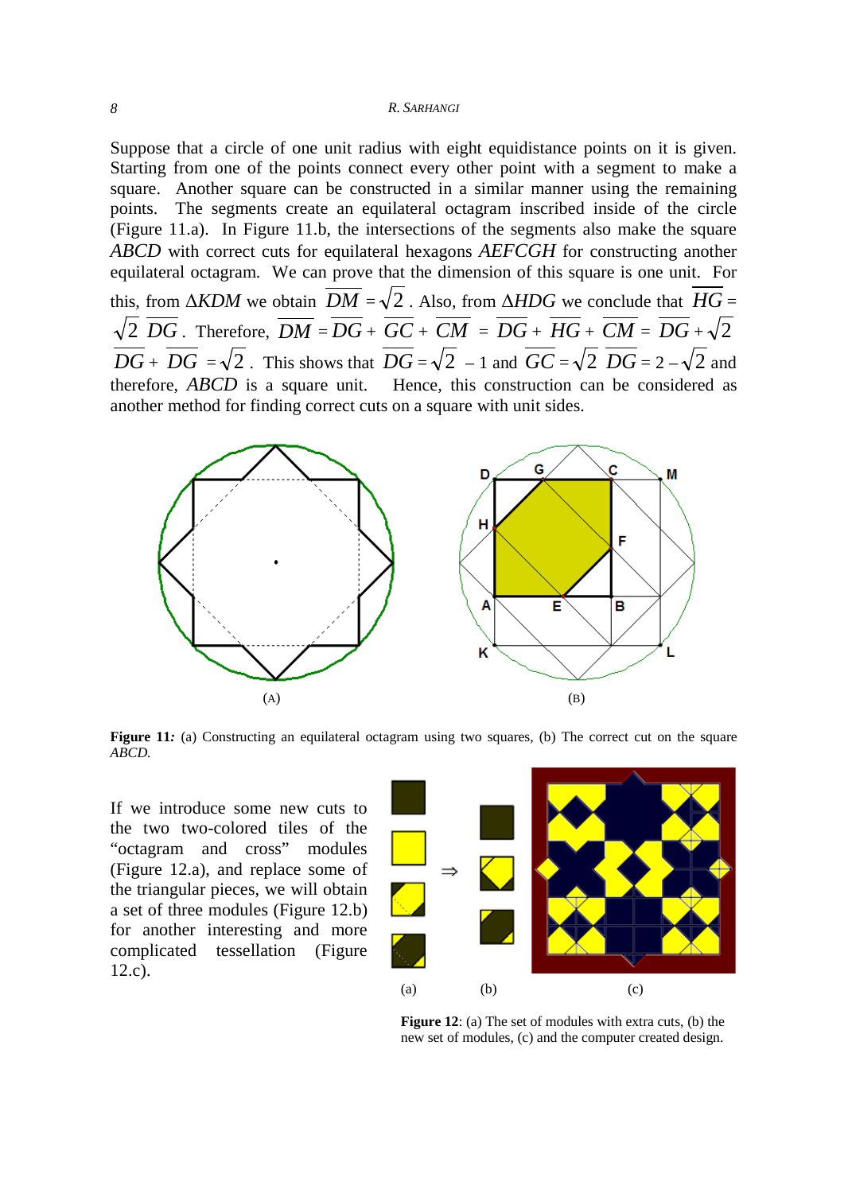Suppose that a circle of one unit radius with eight equidistance points on it is given. Starting from one of the points connect every other point with a segment to make a square. Another square can be constructed in a similar manner using the remaining points. The segments create an equilateral octagram inscribed inside of the circle (Figure 11.a). In Figure 11.b, the intersections of the segments also make the square *ABCD* with correct cuts for equilateral hexagons *AEFCGH* for constructing another equilateral octagram. We can prove that the dimension of this square is one unit. For this, from $\Delta KDM$ we obtain $\overline{DM} = \sqrt{2}$. Also, from $\Delta HDG$ we conclude that $\overline{HG} = \sqrt{2}\ \overline{DG}$. Therefore, $\overline{DM} = \overline{DG} + \overline{GC} + \overline{CM} = \overline{DG} + \overline{HG} + \overline{CM} = \overline{DG} + \sqrt{2}\ \overline{DG} + \overline{DG} = \sqrt{2}$. This shows that $\overline{DG} = \sqrt{2} - 1$ and $\overline{GC} = \sqrt{2}\ \overline{DG} = 2 - \sqrt{2}$ and therefore, *ABCD* is a square unit. Hence, this construction can be considered as another method for finding correct cuts on a square with unit sides.

**Figure 11***:* (a) Constructing an equilateral octagram using two squares, (b) The correct cut on the square *ABCD.*

If we introduce some new cuts to the two two-colored tiles of the "octagram and cross" modules (Figure 12.a), and replace some of the triangular pieces, we will obtain a set of three modules (Figure 12.b) for another interesting and more complicated tessellation (Figure 12.c).

**Figure 12**: (a) The set of modules with extra cuts, (b) the new set of modules, (c) and the computer created design.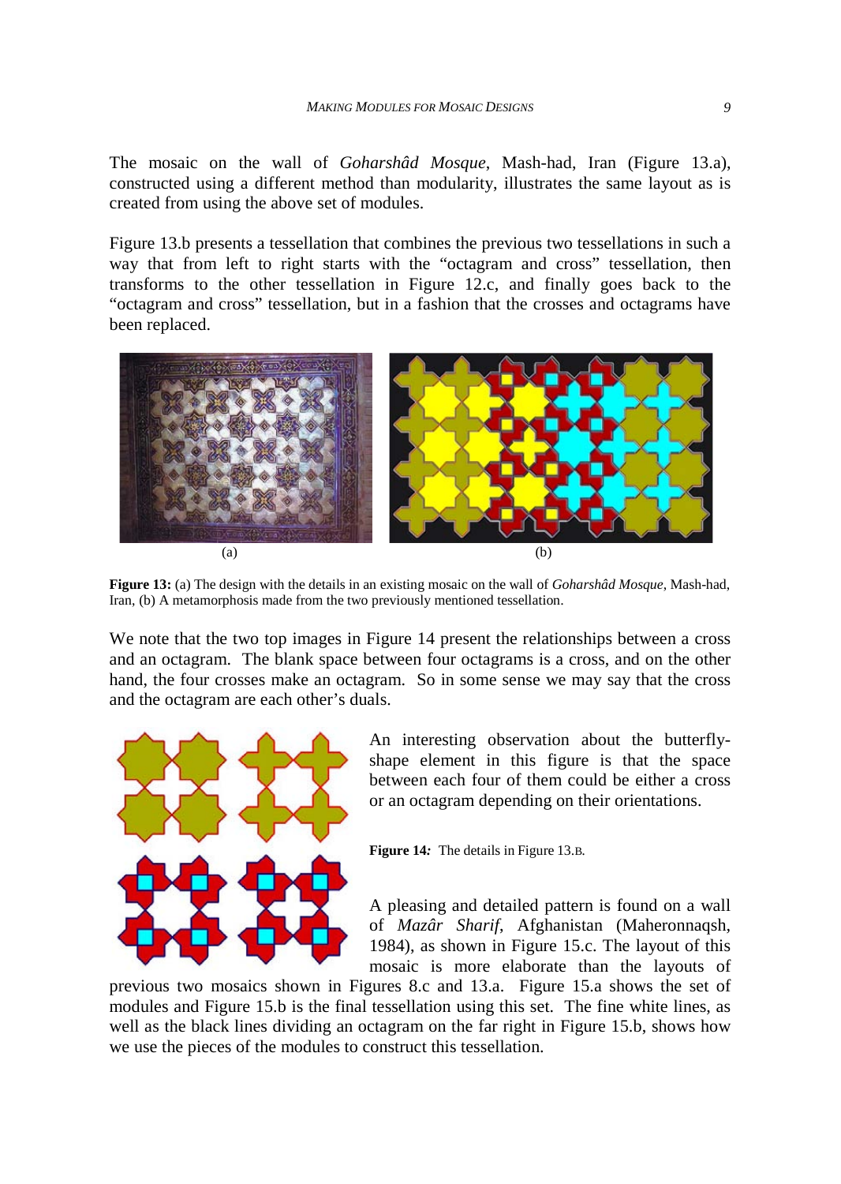The mosaic on the wall of *Goharshâd Mosque*, Mash-had, Iran (Figure 13.a), constructed using a different method than modularity, illustrates the same layout as is created from using the above set of modules.

Figure 13.b presents a tessellation that combines the previous two tessellations in such a way that from left to right starts with the "octagram and cross" tessellation, then transforms to the other tessellation in Figure 12.c, and finally goes back to the "octagram and cross" tessellation, but in a fashion that the crosses and octagrams have been replaced.

(a) (b)

**Figure 13:** (a) The design with the details in an existing mosaic on the wall of *Goharshâd Mosque*, Mash-had, Iran, (b) A metamorphosis made from the two previously mentioned tessellation.

We note that the two top images in Figure 14 present the relationships between a cross and an octagram. The blank space between four octagrams is a cross, and on the other hand, the four crosses make an octagram. So in some sense we may say that the cross and the octagram are each other's duals.

An interesting observation about the butterfly-shape element in this figure is that the space between each four of them could be either a cross or an octagram depending on their orientations.

**Figure 14***:* The details in Figure 13.B.

A pleasing and detailed pattern is found on a wall of *Mazâr Sharif*, Afghanistan (Maheronnaqsh, 1984), as shown in Figure 15.c. The layout of this mosaic is more elaborate than the layouts of previous two mosaics shown in Figures 8.c and 13.a. Figure 15.a shows the set of modules and Figure 15.b is the final tessellation using this set. The fine white lines, as well as the black lines dividing an octagram on the far right in Figure 15.b, shows how we use the pieces of the modules to construct this tessellation.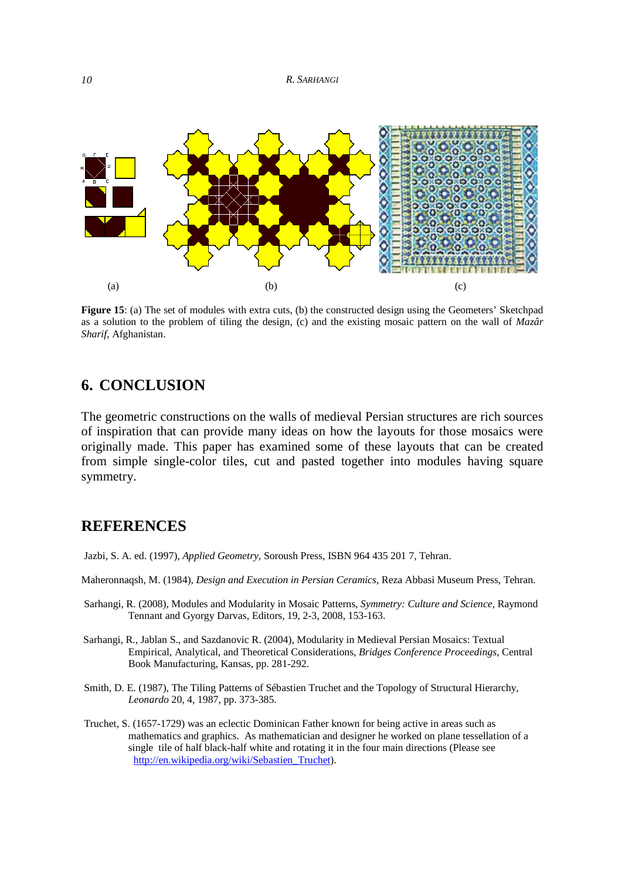(a) (b) (c)

**Figure 15**: (a) The set of modules with extra cuts, (b) the constructed design using the Geometers' Sketchpad as a solution to the problem of tiling the design, (c) and the existing mosaic pattern on the wall of *Mazâr Sharif*, Afghanistan.

## 6. CONCLUSION

The geometric constructions on the walls of medieval Persian structures are rich sources of inspiration that can provide many ideas on how the layouts for those mosaics were originally made. This paper has examined some of these layouts that can be created from simple single-color tiles, cut and pasted together into modules having square symmetry.

## REFERENCES

Jazbi, S. A. ed. (1997), *Applied Geometry*, Soroush Press, ISBN 964 435 201 7, Tehran.

Maheronnaqsh, M. (1984), *Design and Execution in Persian Ceramics*, Reza Abbasi Museum Press, Tehran.

Sarhangi, R. (2008), Modules and Modularity in Mosaic Patterns, *Symmetry: Culture and Science*, Raymond Tennant and Gyorgy Darvas, Editors, 19, 2-3, 2008, 153-163.

Sarhangi, R., Jablan S., and Sazdanovic R. (2004), Modularity in Medieval Persian Mosaics: Textual Empirical, Analytical, and Theoretical Considerations, *Bridges Conference Proceedings*, Central Book Manufacturing, Kansas, pp. 281-292.

Smith, D. E. (1987), The Tiling Patterns of Sébastien Truchet and the Topology of Structural Hierarchy, *Leonardo* 20, 4, 1987, pp. 373-385.

Truchet, S. (1657-1729) was an eclectic Dominican Father known for being active in areas such as mathematics and graphics. As mathematician and designer he worked on plane tessellation of a single tile of half black-half white and rotating it in the four main directions (Please see http://en.wikipedia.org/wiki/Sebastien_Truchet).